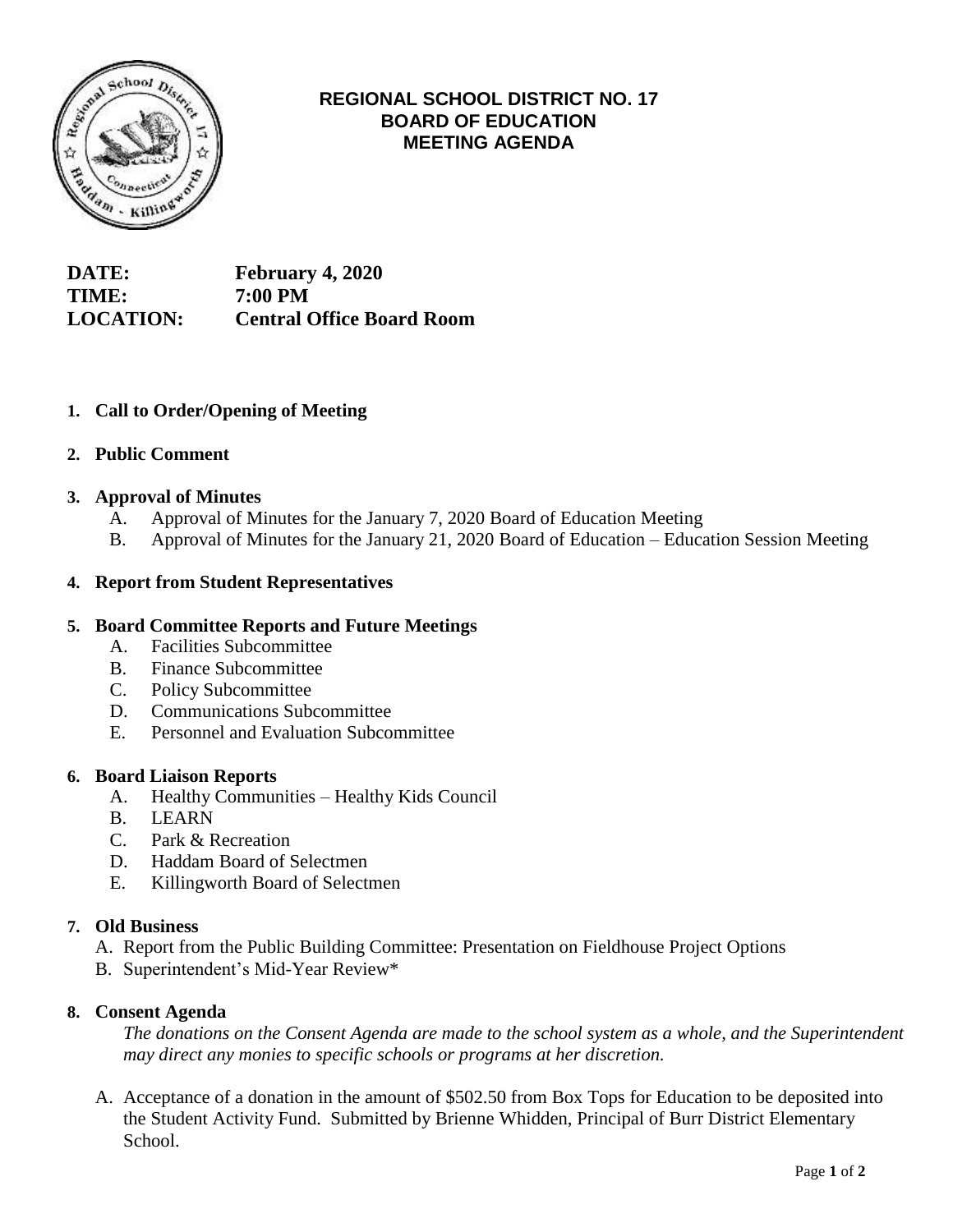# REGIONAL SCHOOL DISTRICT NO. 17
## BOARD OF EDUCATION
## MEETING AGENDA

**DATE:** February 4, 2020
**TIME:** 7:00 PM
**LOCATION:** Central Office Board Room

1. **Call to Order/Opening of Meeting**

2. **Public Comment**

3. **Approval of Minutes**
   A. Approval of Minutes for the January 7, 2020 Board of Education Meeting
   B. Approval of Minutes for the January 21, 2020 Board of Education – Education Session Meeting

4. **Report from Student Representatives**

5. **Board Committee Reports and Future Meetings**
   A. Facilities Subcommittee
   B. Finance Subcommittee
   C. Policy Subcommittee
   D. Communications Subcommittee
   E. Personnel and Evaluation Subcommittee

6. **Board Liaison Reports**
   A. Healthy Communities – Healthy Kids Council
   B. LEARN
   C. Park & Recreation
   D. Haddam Board of Selectmen
   E. Killingworth Board of Selectmen

7. **Old Business**
   A. Report from the Public Building Committee: Presentation on Fieldhouse Project Options
   B. Superintendent's Mid-Year Review*

8. **Consent Agenda**

   *The donations on the Consent Agenda are made to the school system as a whole, and the Superintendent may direct any monies to specific schools or programs at her discretion.*

   A. Acceptance of a donation in the amount of $502.50 from Box Tops for Education to be deposited into the Student Activity Fund. Submitted by Brienne Whidden, Principal of Burr District Elementary School.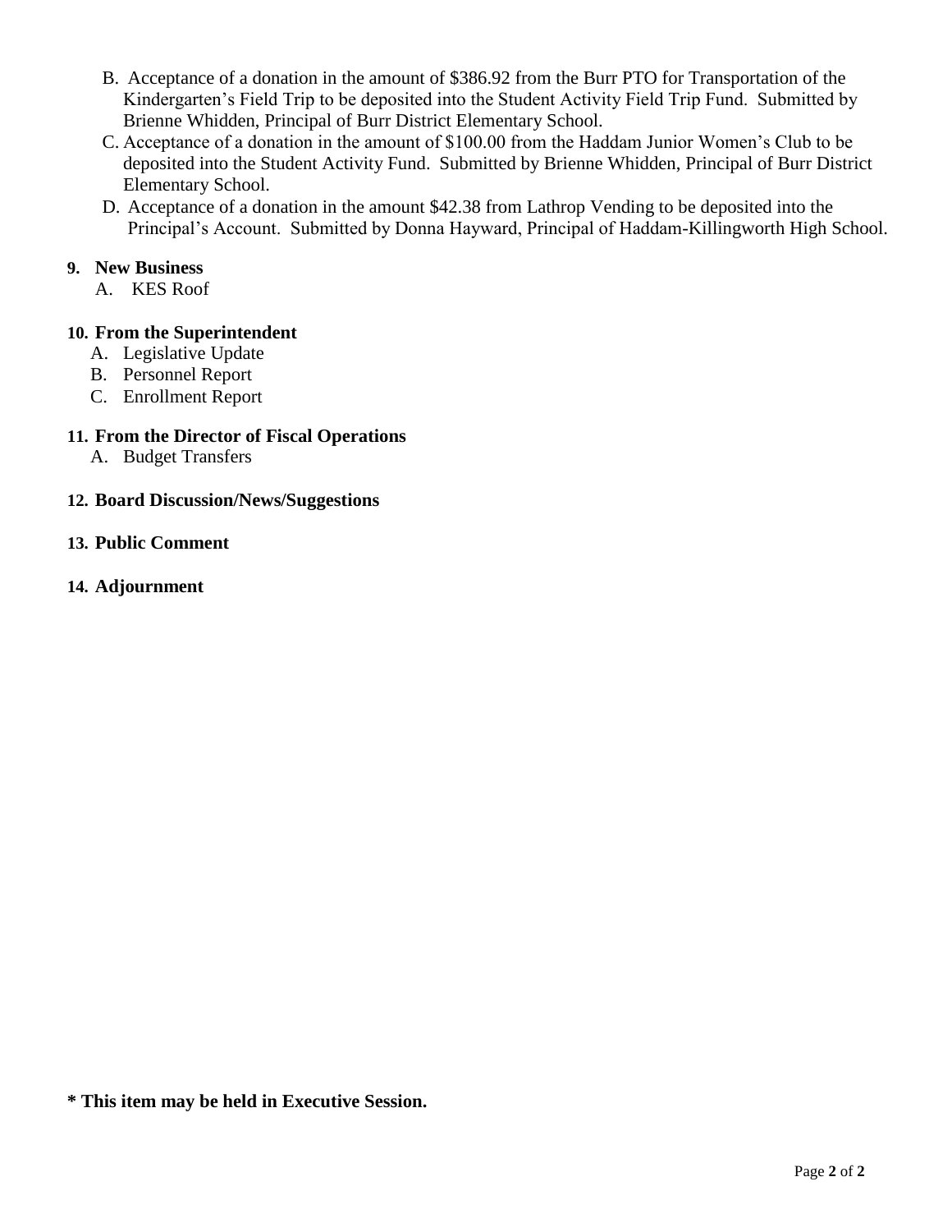B. Acceptance of a donation in the amount of $386.92 from the Burr PTO for Transportation of the Kindergarten's Field Trip to be deposited into the Student Activity Field Trip Fund. Submitted by Brienne Whidden, Principal of Burr District Elementary School.

C. Acceptance of a donation in the amount of $100.00 from the Haddam Junior Women's Club to be deposited into the Student Activity Fund. Submitted by Brienne Whidden, Principal of Burr District Elementary School.

D. Acceptance of a donation in the amount $42.38 from Lathrop Vending to be deposited into the Principal's Account. Submitted by Donna Hayward, Principal of Haddam-Killingworth High School.

**9. New Business**

A. KES Roof

**10. From the Superintendent**

A. Legislative Update
B. Personnel Report
C. Enrollment Report

**11. From the Director of Fiscal Operations**

A. Budget Transfers

**12. Board Discussion/News/Suggestions**

**13. Public Comment**

**14. Adjournment**

**\* This item may be held in Executive Session.**